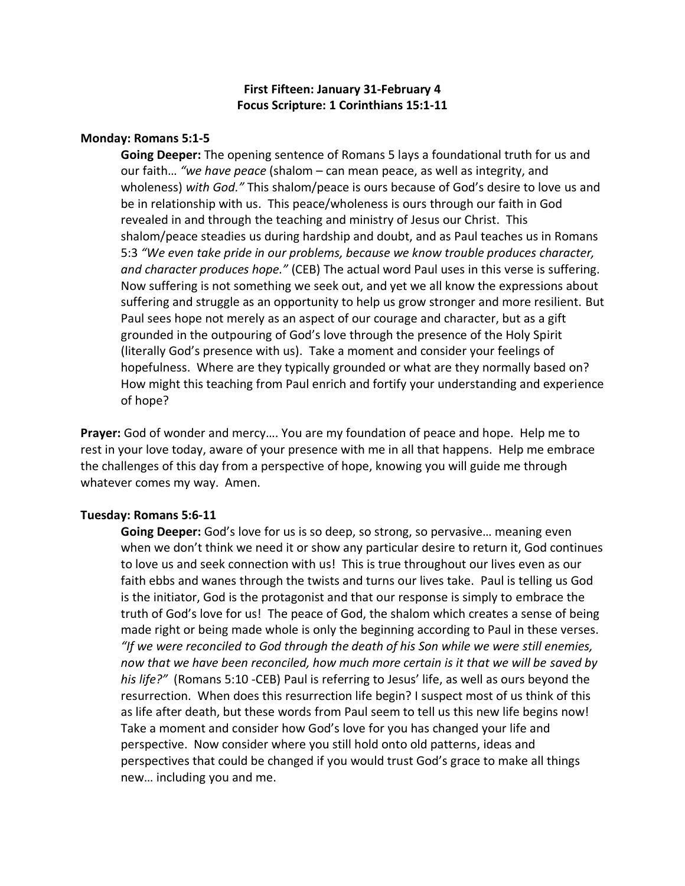**First Fifteen: January 31-February 4**
**Focus Scripture: 1 Corinthians 15:1-11**

**Monday: Romans 5:1-5**

**Going Deeper:** The opening sentence of Romans 5 lays a foundational truth for us and our faith… *"we have peace* (shalom – can mean peace, as well as integrity, and wholeness) *with God."* This shalom/peace is ours because of God's desire to love us and be in relationship with us. This peace/wholeness is ours through our faith in God revealed in and through the teaching and ministry of Jesus our Christ. This shalom/peace steadies us during hardship and doubt, and as Paul teaches us in Romans 5:3 *"We even take pride in our problems, because we know trouble produces character, and character produces hope."* (CEB) The actual word Paul uses in this verse is suffering. Now suffering is not something we seek out, and yet we all know the expressions about suffering and struggle as an opportunity to help us grow stronger and more resilient. But Paul sees hope not merely as an aspect of our courage and character, but as a gift grounded in the outpouring of God's love through the presence of the Holy Spirit (literally God's presence with us). Take a moment and consider your feelings of hopefulness. Where are they typically grounded or what are they normally based on? How might this teaching from Paul enrich and fortify your understanding and experience of hope?

**Prayer:** God of wonder and mercy…. You are my foundation of peace and hope. Help me to rest in your love today, aware of your presence with me in all that happens. Help me embrace the challenges of this day from a perspective of hope, knowing you will guide me through whatever comes my way. Amen.

**Tuesday: Romans 5:6-11**

**Going Deeper:** God's love for us is so deep, so strong, so pervasive… meaning even when we don't think we need it or show any particular desire to return it, God continues to love us and seek connection with us! This is true throughout our lives even as our faith ebbs and wanes through the twists and turns our lives take. Paul is telling us God is the initiator, God is the protagonist and that our response is simply to embrace the truth of God's love for us! The peace of God, the shalom which creates a sense of being made right or being made whole is only the beginning according to Paul in these verses. *"If we were reconciled to God through the death of his Son while we were still enemies, now that we have been reconciled, how much more certain is it that we will be saved by his life?"* (Romans 5:10 -CEB) Paul is referring to Jesus' life, as well as ours beyond the resurrection. When does this resurrection life begin? I suspect most of us think of this as life after death, but these words from Paul seem to tell us this new life begins now! Take a moment and consider how God's love for you has changed your life and perspective. Now consider where you still hold onto old patterns, ideas and perspectives that could be changed if you would trust God's grace to make all things new… including you and me.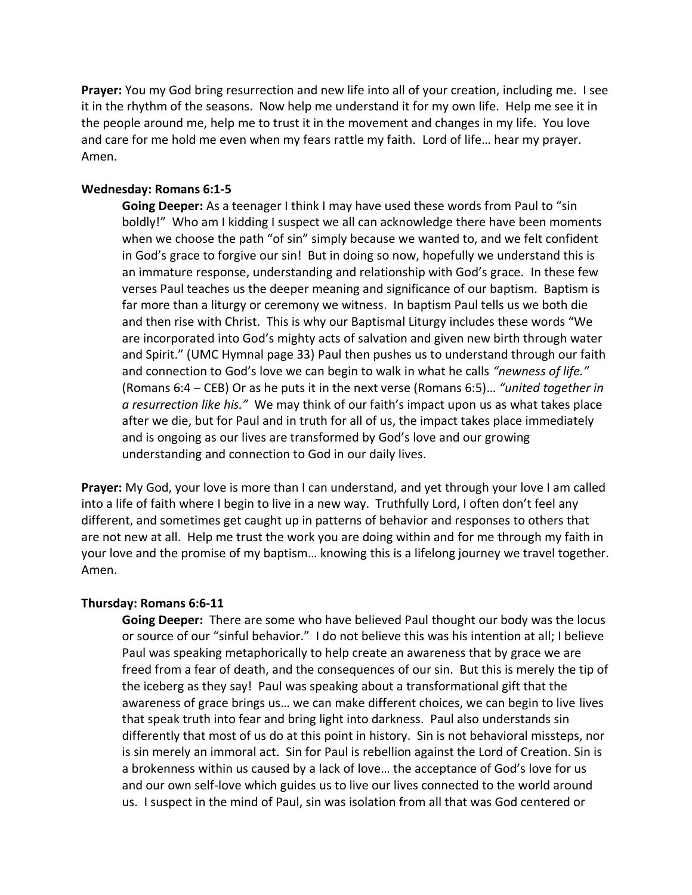**Prayer:** You my God bring resurrection and new life into all of your creation, including me. I see it in the rhythm of the seasons. Now help me understand it for my own life. Help me see it in the people around me, help me to trust it in the movement and changes in my life. You love and care for me hold me even when my fears rattle my faith. Lord of life… hear my prayer. Amen.

**Wednesday: Romans 6:1-5**

**Going Deeper:** As a teenager I think I may have used these words from Paul to "sin boldly!" Who am I kidding I suspect we all can acknowledge there have been moments when we choose the path "of sin" simply because we wanted to, and we felt confident in God's grace to forgive our sin! But in doing so now, hopefully we understand this is an immature response, understanding and relationship with God's grace. In these few verses Paul teaches us the deeper meaning and significance of our baptism. Baptism is far more than a liturgy or ceremony we witness. In baptism Paul tells us we both die and then rise with Christ. This is why our Baptismal Liturgy includes these words "We are incorporated into God's mighty acts of salvation and given new birth through water and Spirit." (UMC Hymnal page 33) Paul then pushes us to understand through our faith and connection to God's love we can begin to walk in what he calls *"newness of life."* (Romans 6:4 – CEB) Or as he puts it in the next verse (Romans 6:5)… *"united together in a resurrection like his."* We may think of our faith's impact upon us as what takes place after we die, but for Paul and in truth for all of us, the impact takes place immediately and is ongoing as our lives are transformed by God's love and our growing understanding and connection to God in our daily lives.

**Prayer:** My God, your love is more than I can understand, and yet through your love I am called into a life of faith where I begin to live in a new way. Truthfully Lord, I often don't feel any different, and sometimes get caught up in patterns of behavior and responses to others that are not new at all. Help me trust the work you are doing within and for me through my faith in your love and the promise of my baptism… knowing this is a lifelong journey we travel together. Amen.

**Thursday: Romans 6:6-11**

**Going Deeper:** There are some who have believed Paul thought our body was the locus or source of our "sinful behavior." I do not believe this was his intention at all; I believe Paul was speaking metaphorically to help create an awareness that by grace we are freed from a fear of death, and the consequences of our sin. But this is merely the tip of the iceberg as they say! Paul was speaking about a transformational gift that the awareness of grace brings us… we can make different choices, we can begin to live lives that speak truth into fear and bring light into darkness. Paul also understands sin differently that most of us do at this point in history. Sin is not behavioral missteps, nor is sin merely an immoral act. Sin for Paul is rebellion against the Lord of Creation. Sin is a brokenness within us caused by a lack of love… the acceptance of God's love for us and our own self-love which guides us to live our lives connected to the world around us. I suspect in the mind of Paul, sin was isolation from all that was God centered or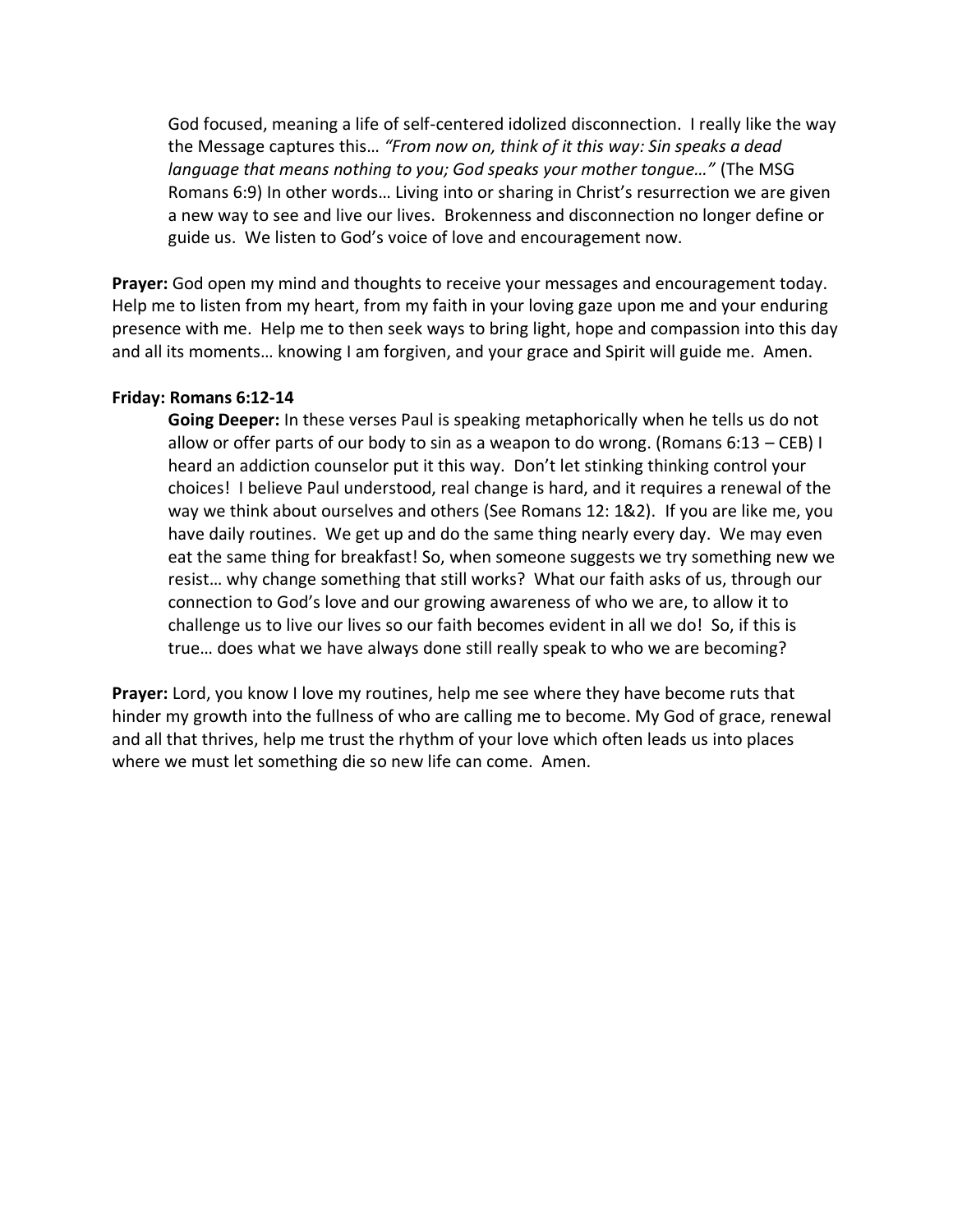God focused, meaning a life of self-centered idolized disconnection. I really like the way the Message captures this… *"From now on, think of it this way: Sin speaks a dead language that means nothing to you; God speaks your mother tongue…"* (The MSG Romans 6:9) In other words… Living into or sharing in Christ's resurrection we are given a new way to see and live our lives. Brokenness and disconnection no longer define or guide us. We listen to God's voice of love and encouragement now.

**Prayer:** God open my mind and thoughts to receive your messages and encouragement today. Help me to listen from my heart, from my faith in your loving gaze upon me and your enduring presence with me. Help me to then seek ways to bring light, hope and compassion into this day and all its moments… knowing I am forgiven, and your grace and Spirit will guide me. Amen.

**Friday: Romans 6:12-14**

**Going Deeper:** In these verses Paul is speaking metaphorically when he tells us do not allow or offer parts of our body to sin as a weapon to do wrong. (Romans 6:13 – CEB) I heard an addiction counselor put it this way. Don't let stinking thinking control your choices! I believe Paul understood, real change is hard, and it requires a renewal of the way we think about ourselves and others (See Romans 12: 1&2). If you are like me, you have daily routines. We get up and do the same thing nearly every day. We may even eat the same thing for breakfast! So, when someone suggests we try something new we resist… why change something that still works? What our faith asks of us, through our connection to God's love and our growing awareness of who we are, to allow it to challenge us to live our lives so our faith becomes evident in all we do! So, if this is true… does what we have always done still really speak to who we are becoming?

**Prayer:** Lord, you know I love my routines, help me see where they have become ruts that hinder my growth into the fullness of who are calling me to become. My God of grace, renewal and all that thrives, help me trust the rhythm of your love which often leads us into places where we must let something die so new life can come. Amen.